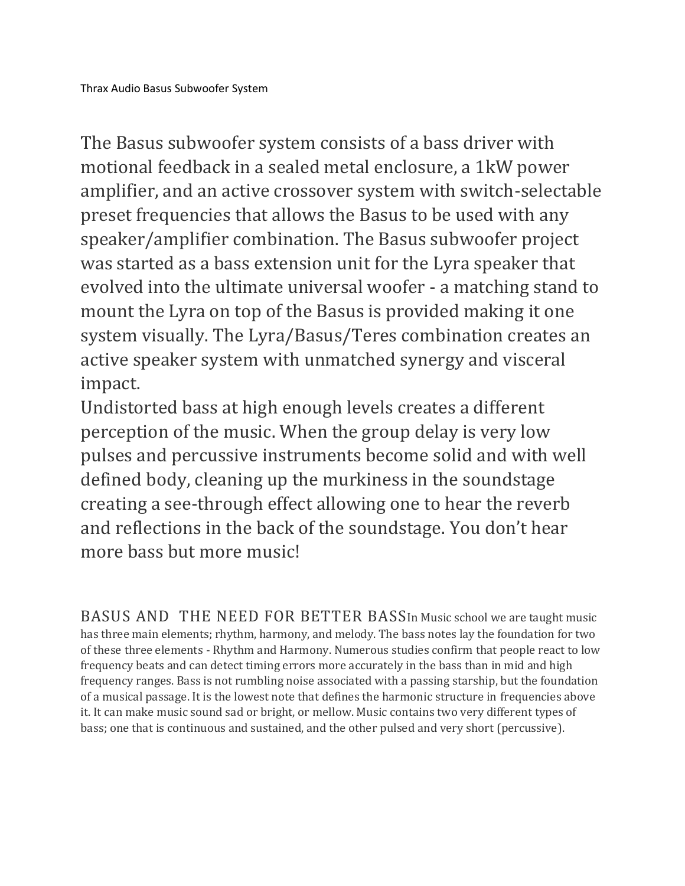Thrax Audio Basus Subwoofer System

The Basus subwoofer system consists of a bass driver with motional feedback in a sealed metal enclosure, a 1kW power amplifier, and an active crossover system with switch-selectable preset frequencies that allows the Basus to be used with any speaker/amplifier combination. The Basus subwoofer project was started as a bass extension unit for the Lyra speaker that evolved into the ultimate universal woofer - a matching stand to mount the Lyra on top of the Basus is provided making it one system visually. The Lyra/Basus/Teres combination creates an active speaker system with unmatched synergy and visceral impact.

Undistorted bass at high enough levels creates a different perception of the music. When the group delay is very low pulses and percussive instruments become solid and with well defined body, cleaning up the murkiness in the soundstage creating a see-through effect allowing one to hear the reverb and reflections in the back of the soundstage. You don't hear more bass but more music!

## BASUS AND THE NEED FOR BETTER BASS

In Music school we are taught music has three main elements; rhythm, harmony, and melody. The bass notes lay the foundation for two of these three elements - Rhythm and Harmony. Numerous studies confirm that people react to low frequency beats and can detect timing errors more accurately in the bass than in mid and high frequency ranges. Bass is not rumbling noise associated with a passing starship, but the foundation of a musical passage. It is the lowest note that defines the harmonic structure in frequencies above it. It can make music sound sad or bright, or mellow. Music contains two very different types of bass; one that is continuous and sustained, and the other pulsed and very short (percussive).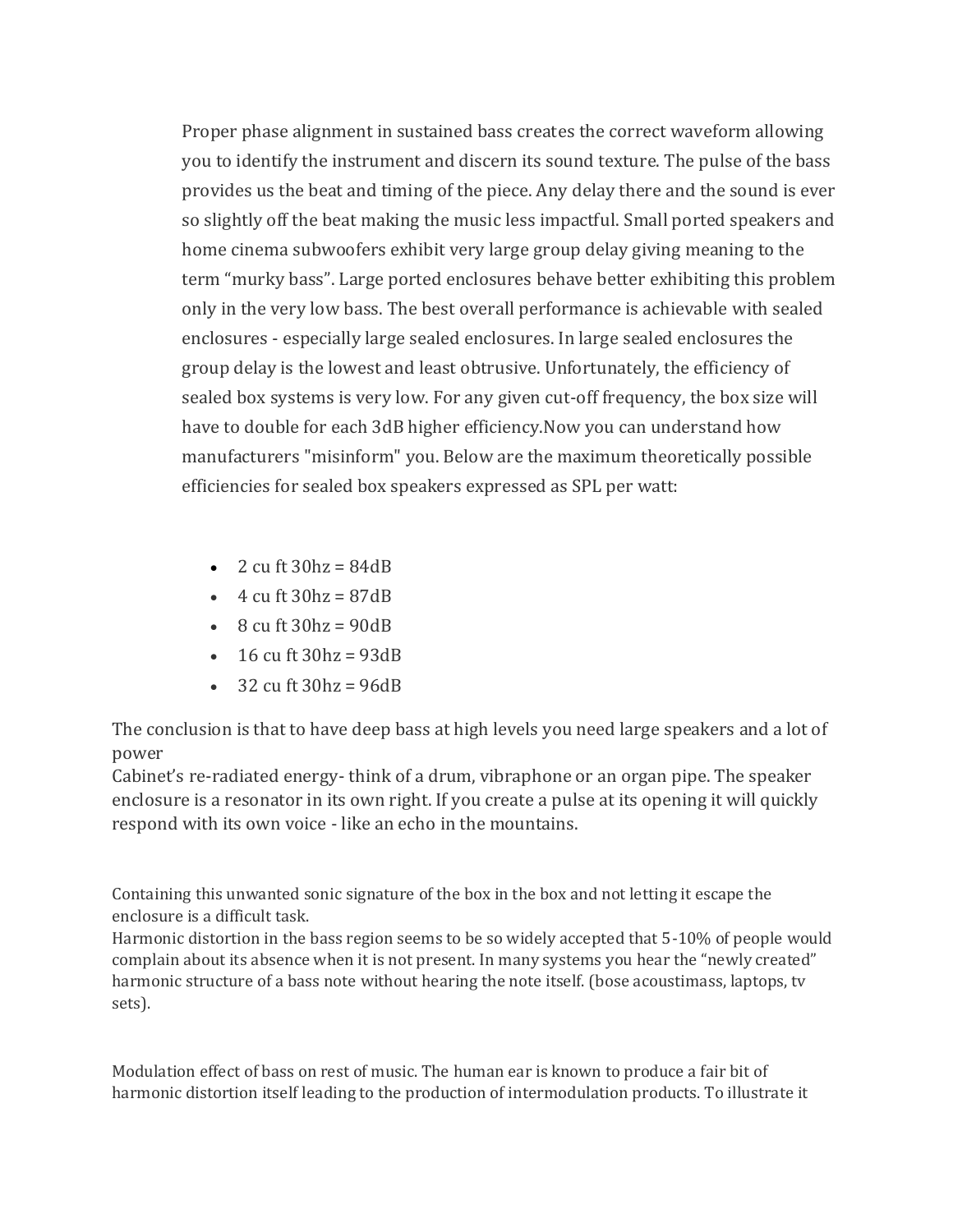Proper phase alignment in sustained bass creates the correct waveform allowing you to identify the instrument and discern its sound texture. The pulse of the bass provides us the beat and timing of the piece. Any delay there and the sound is ever so slightly off the beat making the music less impactful. Small ported speakers and home cinema subwoofers exhibit very large group delay giving meaning to the term "murky bass". Large ported enclosures behave better exhibiting this problem only in the very low bass. The best overall performance is achievable with sealed enclosures - especially large sealed enclosures. In large sealed enclosures the group delay is the lowest and least obtrusive. Unfortunately, the efficiency of sealed box systems is very low. For any given cut-off frequency, the box size will have to double for each 3dB higher efficiency.Now you can understand how manufacturers "misinform" you. Below are the maximum theoretically possible efficiencies for sealed box speakers expressed as SPL per watt:

- 2 cu ft 30hz = 84dB
- 4 cu ft 30hz = 87dB
- 8 cu ft 30hz = 90dB
- 16 cu ft 30hz = 93dB
- 32 cu ft 30hz = 96dB

The conclusion is that to have deep bass at high levels you need large speakers and a lot of power

Cabinet's re-radiated energy- think of a drum, vibraphone or an organ pipe. The speaker enclosure is a resonator in its own right. If you create a pulse at its opening it will quickly respond with its own voice - like an echo in the mountains.

Containing this unwanted sonic signature of the box in the box and not letting it escape the enclosure is a difficult task.

Harmonic distortion in the bass region seems to be so widely accepted that 5-10% of people would complain about its absence when it is not present. In many systems you hear the "newly created" harmonic structure of a bass note without hearing the note itself. (bose acoustimass, laptops, tv sets).

Modulation effect of bass on rest of music. The human ear is known to produce a fair bit of harmonic distortion itself leading to the production of intermodulation products. To illustrate it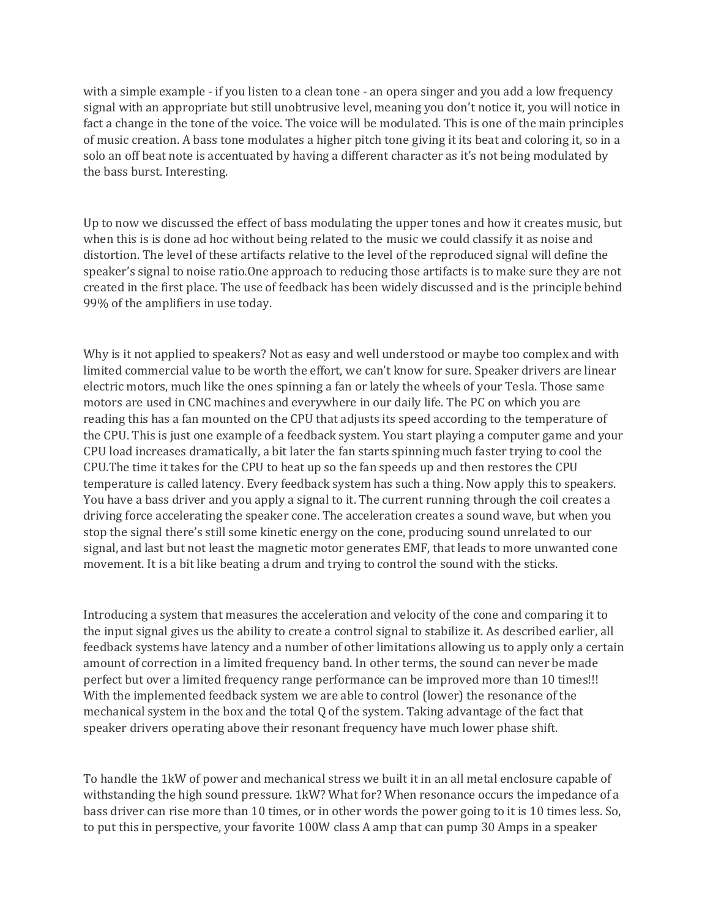with a simple example - if you listen to a clean tone - an opera singer and you add a low frequency signal with an appropriate but still unobtrusive level, meaning you don't notice it, you will notice in fact a change in the tone of the voice. The voice will be modulated. This is one of the main principles of music creation. A bass tone modulates a higher pitch tone giving it its beat and coloring it, so in a solo an off beat note is accentuated by having a different character as it's not being modulated by the bass burst. Interesting.

Up to now we discussed the effect of bass modulating the upper tones and how it creates music, but when this is is done ad hoc without being related to the music we could classify it as noise and distortion. The level of these artifacts relative to the level of the reproduced signal will define the speaker's signal to noise ratio.One approach to reducing those artifacts is to make sure they are not created in the first place. The use of feedback has been widely discussed and is the principle behind 99% of the amplifiers in use today.

Why is it not applied to speakers? Not as easy and well understood or maybe too complex and with limited commercial value to be worth the effort, we can't know for sure. Speaker drivers are linear electric motors, much like the ones spinning a fan or lately the wheels of your Tesla. Those same motors are used in CNC machines and everywhere in our daily life. The PC on which you are reading this has a fan mounted on the CPU that adjusts its speed according to the temperature of the CPU. This is just one example of a feedback system. You start playing a computer game and your CPU load increases dramatically, a bit later the fan starts spinning much faster trying to cool the CPU.The time it takes for the CPU to heat up so the fan speeds up and then restores the CPU temperature is called latency. Every feedback system has such a thing. Now apply this to speakers. You have a bass driver and you apply a signal to it. The current running through the coil creates a driving force accelerating the speaker cone. The acceleration creates a sound wave, but when you stop the signal there's still some kinetic energy on the cone, producing sound unrelated to our signal, and last but not least the magnetic motor generates EMF, that leads to more unwanted cone movement. It is a bit like beating a drum and trying to control the sound with the sticks.

Introducing a system that measures the acceleration and velocity of the cone and comparing it to the input signal gives us the ability to create a control signal to stabilize it. As described earlier, all feedback systems have latency and a number of other limitations allowing us to apply only a certain amount of correction in a limited frequency band. In other terms, the sound can never be made perfect but over a limited frequency range performance can be improved more than 10 times!!! With the implemented feedback system we are able to control (lower) the resonance of the mechanical system in the box and the total Q of the system. Taking advantage of the fact that speaker drivers operating above their resonant frequency have much lower phase shift.

To handle the 1kW of power and mechanical stress we built it in an all metal enclosure capable of withstanding the high sound pressure. 1kW? What for? When resonance occurs the impedance of a bass driver can rise more than 10 times, or in other words the power going to it is 10 times less. So, to put this in perspective, your favorite 100W class A amp that can pump 30 Amps in a speaker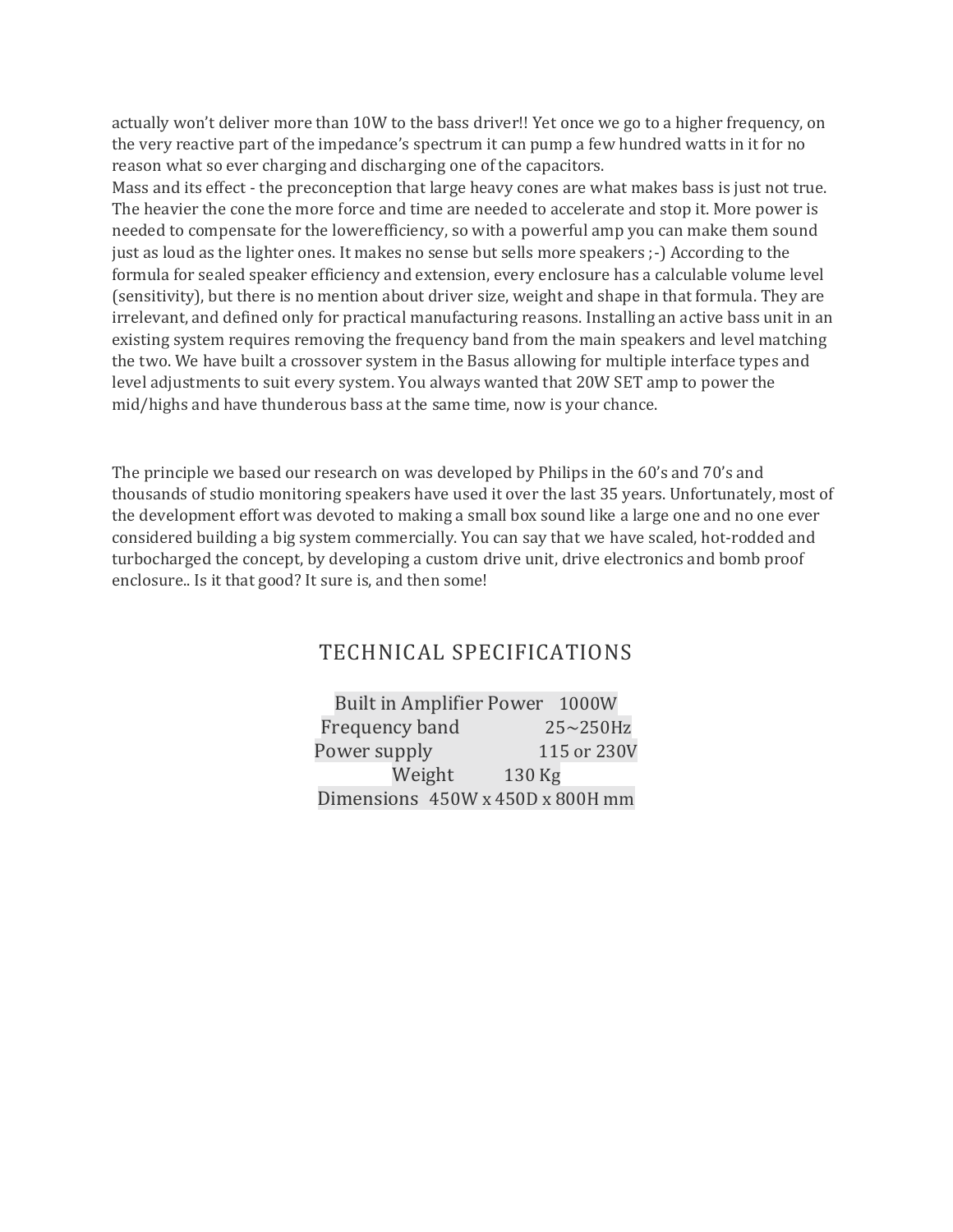actually won't deliver more than 10W to the bass driver!! Yet once we go to a higher frequency, on the very reactive part of the impedance's spectrum it can pump a few hundred watts in it for no reason what so ever charging and discharging one of the capacitors.
Mass and its effect - the preconception that large heavy cones are what makes bass is just not true. The heavier the cone the more force and time are needed to accelerate and stop it. More power is needed to compensate for the lowerefficiency, so with a powerful amp you can make them sound just as loud as the lighter ones. It makes no sense but sells more speakers ;-) According to the formula for sealed speaker efficiency and extension, every enclosure has a calculable volume level (sensitivity), but there is no mention about driver size, weight and shape in that formula. They are irrelevant, and defined only for practical manufacturing reasons. Installing an active bass unit in an existing system requires removing the frequency band from the main speakers and level matching the two. We have built a crossover system in the Basus allowing for multiple interface types and level adjustments to suit every system. You always wanted that 20W SET amp to power the mid/highs and have thunderous bass at the same time, now is your chance.

The principle we based our research on was developed by Philips in the 60's and 70's and thousands of studio monitoring speakers have used it over the last 35 years. Unfortunately, most of the development effort was devoted to making a small box sound like a large one and no one ever considered building a big system commercially. You can say that we have scaled, hot-rodded and turbocharged the concept, by developing a custom drive unit, drive electronics and bomb proof enclosure.. Is it that good? It sure is, and then some!

## TECHNICAL SPECIFICATIONS

| | |
|---|---|
| Built in Amplifier Power | 1000W |
| Frequency band | 25~250Hz |
| Power supply | 115 or 230V |
| Weight | 130 Kg |
| Dimensions | 450W x 450D x 800H mm |